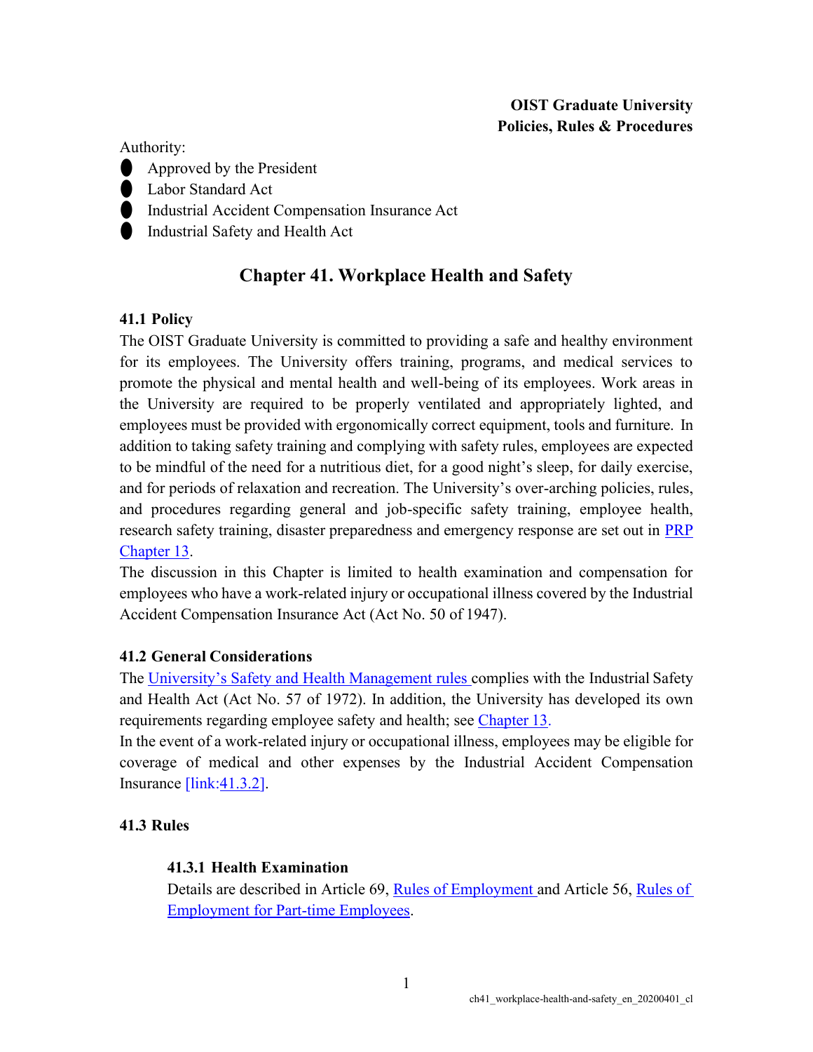**OIST Graduate University**
**Policies, Rules & Procedures**

Authority:
- Approved by the President
- Labor Standard Act
- Industrial Accident Compensation Insurance Act
- Industrial Safety and Health Act

# Chapter 41. Workplace Health and Safety

## 41.1 Policy

The OIST Graduate University is committed to providing a safe and healthy environment for its employees. The University offers training, programs, and medical services to promote the physical and mental health and well-being of its employees. Work areas in the University are required to be properly ventilated and appropriately lighted, and employees must be provided with ergonomically correct equipment, tools and furniture. In addition to taking safety training and complying with safety rules, employees are expected to be mindful of the need for a nutritious diet, for a good night's sleep, for daily exercise, and for periods of relaxation and recreation. The University's over-arching policies, rules, and procedures regarding general and job-specific safety training, employee health, research safety training, disaster preparedness and emergency response are set out in PRP Chapter 13.

The discussion in this Chapter is limited to health examination and compensation for employees who have a work-related injury or occupational illness covered by the Industrial Accident Compensation Insurance Act (Act No. 50 of 1947).

## 41.2 General Considerations

The University's Safety and Health Management rules complies with the Industrial Safety and Health Act (Act No. 57 of 1972). In addition, the University has developed its own requirements regarding employee safety and health; see Chapter 13.

In the event of a work-related injury or occupational illness, employees may be eligible for coverage of medical and other expenses by the Industrial Accident Compensation Insurance [link:41.3.2].

## 41.3 Rules

### 41.3.1 Health Examination

Details are described in Article 69, Rules of Employment and Article 56, Rules of Employment for Part-time Employees.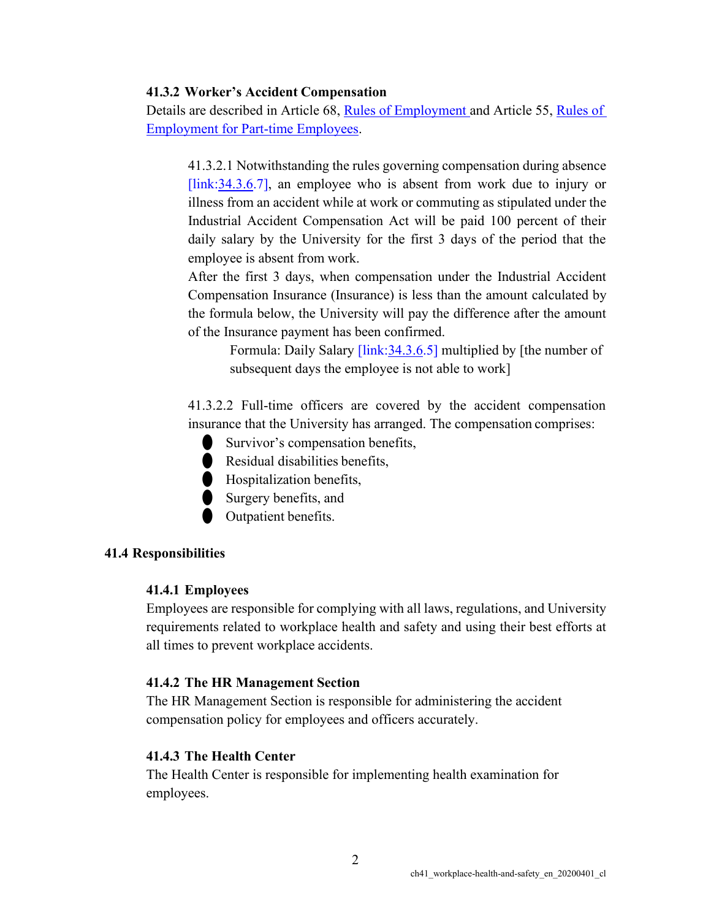### 41.3.2 Worker's Accident Compensation

Details are described in Article 68, Rules of Employment and Article 55, Rules of Employment for Part-time Employees.

41.3.2.1 Notwithstanding the rules governing compensation during absence [link:34.3.6.7], an employee who is absent from work due to injury or illness from an accident while at work or commuting as stipulated under the Industrial Accident Compensation Act will be paid 100 percent of their daily salary by the University for the first 3 days of the period that the employee is absent from work.

After the first 3 days, when compensation under the Industrial Accident Compensation Insurance (Insurance) is less than the amount calculated by the formula below, the University will pay the difference after the amount of the Insurance payment has been confirmed.

> Formula: Daily Salary [link:34.3.6.5] multiplied by [the number of subsequent days the employee is not able to work]

41.3.2.2 Full-time officers are covered by the accident compensation insurance that the University has arranged. The compensation comprises:

- Survivor's compensation benefits,
- Residual disabilities benefits,
- Hospitalization benefits,
- Surgery benefits, and
- Outpatient benefits.

## 41.4 Responsibilities

### 41.4.1 Employees

Employees are responsible for complying with all laws, regulations, and University requirements related to workplace health and safety and using their best efforts at all times to prevent workplace accidents.

### 41.4.2 The HR Management Section

The HR Management Section is responsible for administering the accident compensation policy for employees and officers accurately.

### 41.4.3 The Health Center

The Health Center is responsible for implementing health examination for employees.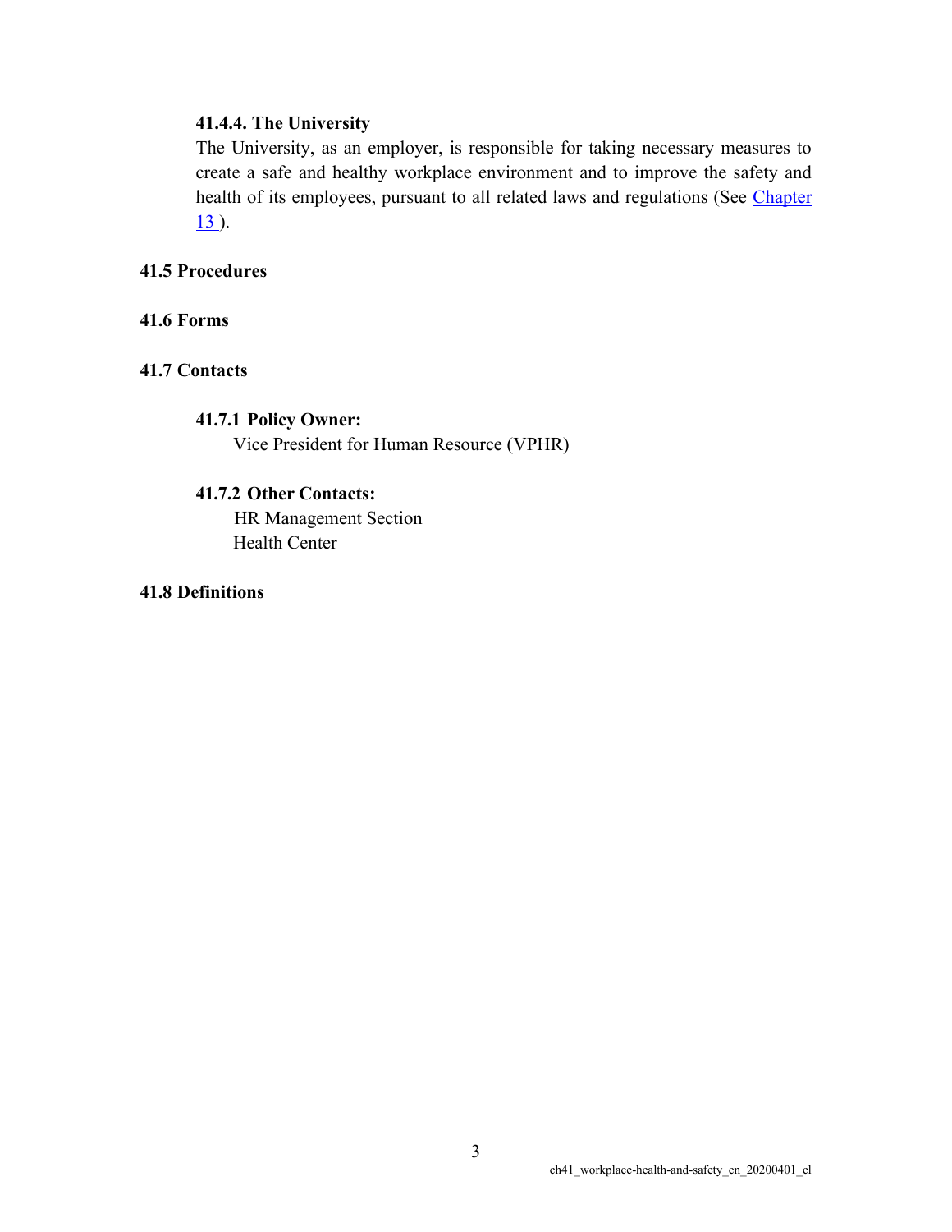#### 41.4.4. The University

The University, as an employer, is responsible for taking necessary measures to create a safe and healthy workplace environment and to improve the safety and health of its employees, pursuant to all related laws and regulations (See Chapter 13 ).

## 41.5 Procedures

## 41.6 Forms

## 41.7 Contacts

### 41.7.1 Policy Owner:

Vice President for Human Resource (VPHR)

### 41.7.2 Other Contacts:

HR Management Section
Health Center

## 41.8 Definitions